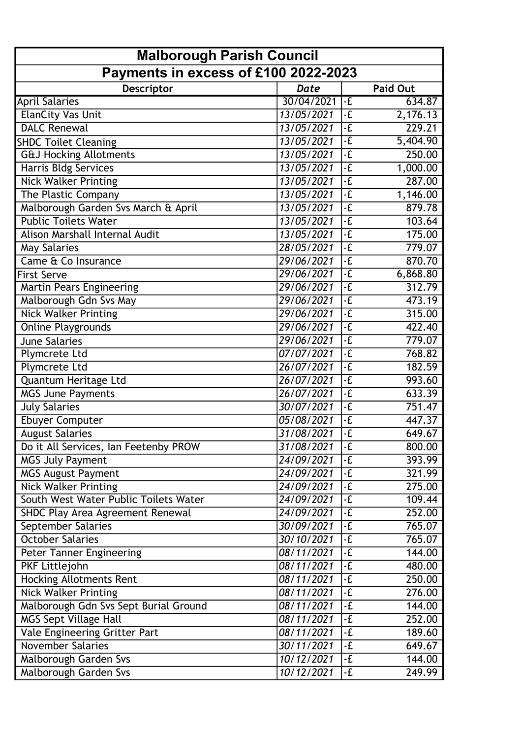| Malborough Parish Council | | |
|---|---|---|
| **Payments in excess of £100 2022-2023** | | |
| **Descriptor** | ***Date*** | **Paid Out** |
| April Salaries | 30/04/2021 | -£ 634.87 |
| ElanCity Vas Unit | 13/05/2021 | -£ 2,176.13 |
| DALC Renewal | 13/05/2021 | -£ 229.21 |
| SHDC Toilet Cleaning | 13/05/2021 | -£ 5,404.90 |
| G&J Hocking Allotments | 13/05/2021 | -£ 250.00 |
| Harris Bldg Services | 13/05/2021 | -£ 1,000.00 |
| Nick Walker Printing | 13/05/2021 | -£ 287.00 |
| The Plastic Company | 13/05/2021 | -£ 1,146.00 |
| Malborough Garden Svs March & April | 13/05/2021 | -£ 879.78 |
| Public Toilets Water | 13/05/2021 | -£ 103.64 |
| Alison Marshall Internal Audit | 13/05/2021 | -£ 175.00 |
| May Salaries | 28/05/2021 | -£ 779.07 |
| Came & Co Insurance | 29/06/2021 | -£ 870.70 |
| First Serve | 29/06/2021 | -£ 6,868.80 |
| Martin Pears Engineering | 29/06/2021 | -£ 312.79 |
| Malborough Gdn Svs May | 29/06/2021 | -£ 473.19 |
| Nick Walker Printing | 29/06/2021 | -£ 315.00 |
| Online Playgrounds | 29/06/2021 | -£ 422.40 |
| June Salaries | 29/06/2021 | -£ 779.07 |
| Plymcrete Ltd | 07/07/2021 | -£ 768.82 |
| Plymcrete Ltd | 26/07/2021 | -£ 182.59 |
| Quantum Heritage Ltd | 26/07/2021 | -£ 993.60 |
| MGS June Payments | 26/07/2021 | -£ 633.39 |
| July Salaries | 30/07/2021 | -£ 751.47 |
| Ebuyer Computer | 05/08/2021 | -£ 447.37 |
| August Salaries | 31/08/2021 | -£ 649.67 |
| Do it All Services, Ian Feetenby PROW | 31/08/2021 | -£ 800.00 |
| MGS July Payment | 24/09/2021 | -£ 393.99 |
| MGS August Payment | 24/09/2021 | -£ 321.99 |
| Nick Walker Printing | 24/09/2021 | -£ 275.00 |
| South West Water Public Toilets Water | 24/09/2021 | -£ 109.44 |
| SHDC Play Area Agreement Renewal | 24/09/2021 | -£ 252.00 |
| September Salaries | 30/09/2021 | -£ 765.07 |
| October Salaries | 30/10/2021 | -£ 765.07 |
| Peter Tanner Engineering | 08/11/2021 | -£ 144.00 |
| PKF Littlejohn | 08/11/2021 | -£ 480.00 |
| Hocking Allotments Rent | 08/11/2021 | -£ 250.00 |
| Nick Walker Printing | 08/11/2021 | -£ 276.00 |
| Malborough Gdn Svs Sept Burial Ground | 08/11/2021 | -£ 144.00 |
| MGS Sept Village Hall | 08/11/2021 | -£ 252.00 |
| Vale Engineering Gritter Part | 08/11/2021 | -£ 189.60 |
| November Salaries | 30/11/2021 | -£ 649.67 |
| Malborough Garden Svs | 10/12/2021 | -£ 144.00 |
| Malborough Garden Svs | 10/12/2021 | -£ 249.99 |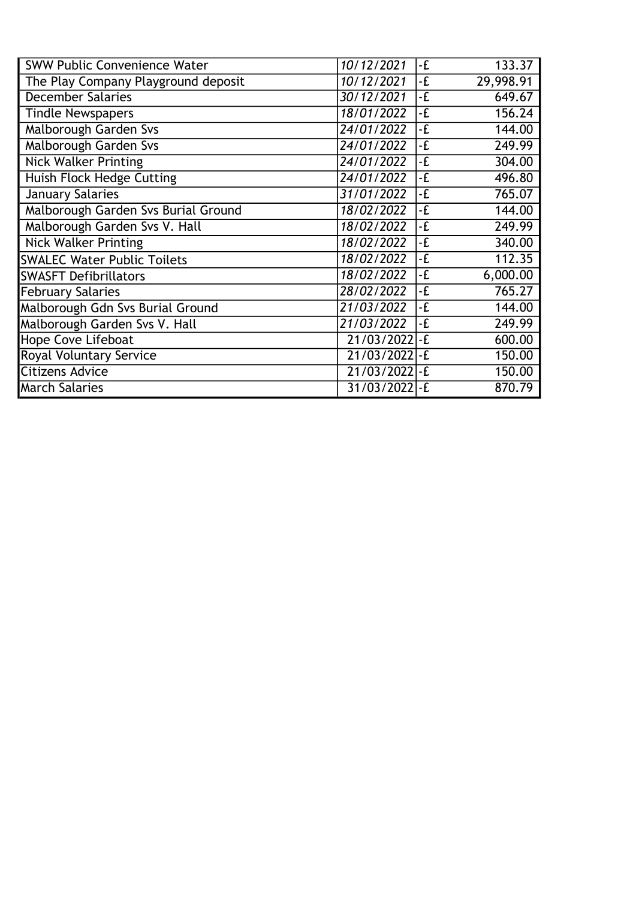| | | | |
|---|---|---|---|
| SWW Public Convenience Water | *10/12/2021* | -£ | 133.37 |
| The Play Company Playground deposit | *10/12/2021* | -£ | 29,998.91 |
| December Salaries | *30/12/2021* | -£ | 649.67 |
| Tindle Newspapers | *18/01/2022* | -£ | 156.24 |
| Malborough Garden Svs | *24/01/2022* | -£ | 144.00 |
| Malborough Garden Svs | *24/01/2022* | -£ | 249.99 |
| Nick Walker Printing | *24/01/2022* | -£ | 304.00 |
| Huish Flock Hedge Cutting | *24/01/2022* | -£ | 496.80 |
| January Salaries | *31/01/2022* | -£ | 765.07 |
| Malborough Garden Svs Burial Ground | *18/02/2022* | -£ | 144.00 |
| Malborough Garden Svs V. Hall | *18/02/2022* | -£ | 249.99 |
| Nick Walker Printing | *18/02/2022* | -£ | 340.00 |
| SWALEC Water Public Toilets | *18/02/2022* | -£ | 112.35 |
| SWASFT Defibrillators | *18/02/2022* | -£ | 6,000.00 |
| February Salaries | *28/02/2022* | -£ | 765.27 |
| Malborough Gdn Svs Burial Ground | *21/03/2022* | -£ | 144.00 |
| Malborough Garden Svs V. Hall | *21/03/2022* | -£ | 249.99 |
| Hope Cove Lifeboat | 21/03/2022 | -£ | 600.00 |
| Royal Voluntary Service | 21/03/2022 | -£ | 150.00 |
| Citizens Advice | 21/03/2022 | -£ | 150.00 |
| March Salaries | 31/03/2022 | -£ | 870.79 |